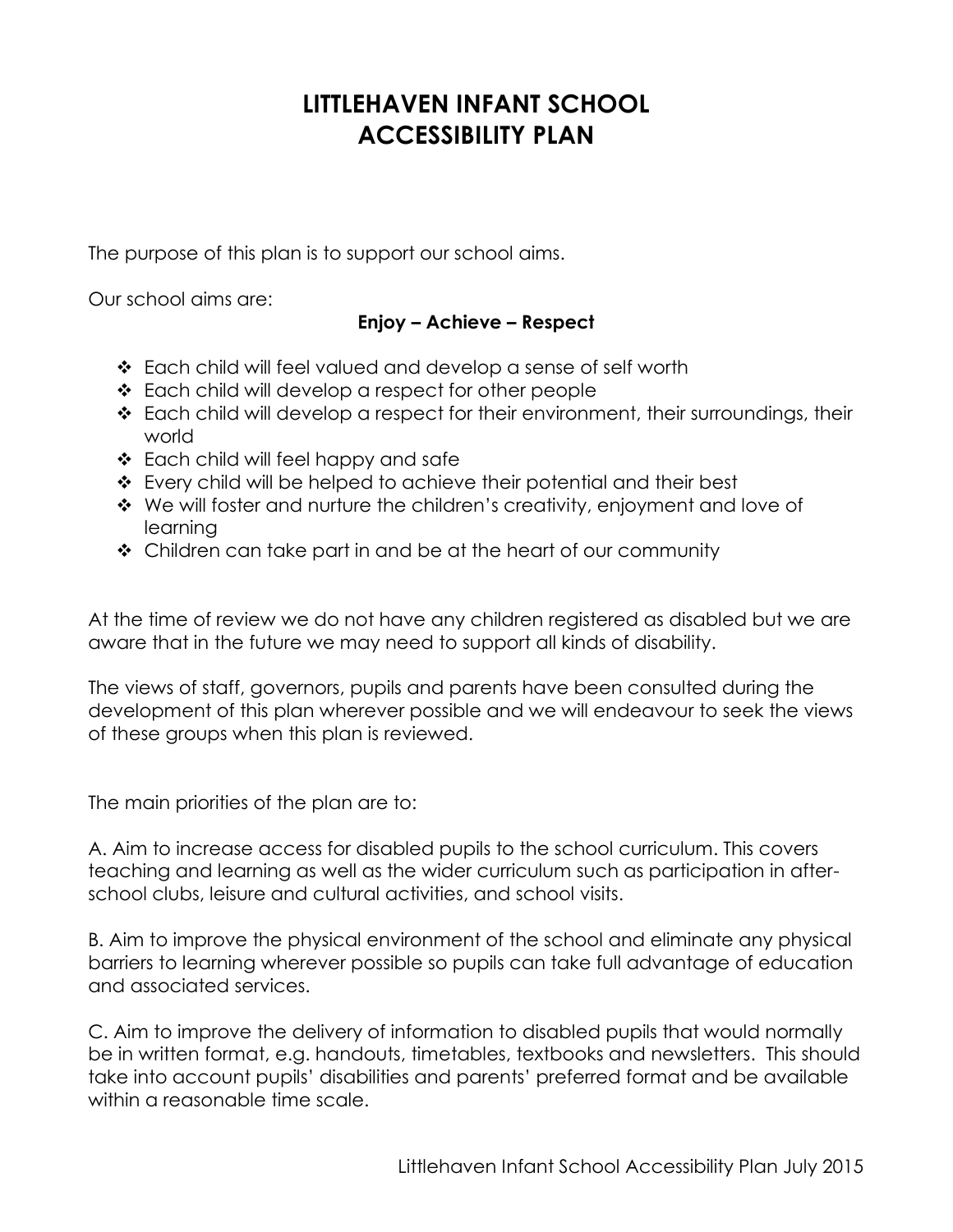# LITTLEHAVEN INFANT SCHOOL ACCESSIBILITY PLAN

The purpose of this plan is to support our school aims.

Our school aims are:

**Enjoy – Achieve – Respect**

- Each child will feel valued and develop a sense of self worth
- Each child will develop a respect for other people
- Each child will develop a respect for their environment, their surroundings, their world
- Each child will feel happy and safe
- Every child will be helped to achieve their potential and their best
- We will foster and nurture the children's creativity, enjoyment and love of learning
- Children can take part in and be at the heart of our community

At the time of review we do not have any children registered as disabled but we are aware that in the future we may need to support all kinds of disability.

The views of staff, governors, pupils and parents have been consulted during the development of this plan wherever possible and we will endeavour to seek the views of these groups when this plan is reviewed.

The main priorities of the plan are to:

A. Aim to increase access for disabled pupils to the school curriculum. This covers teaching and learning as well as the wider curriculum such as participation in after-school clubs, leisure and cultural activities, and school visits.

B. Aim to improve the physical environment of the school and eliminate any physical barriers to learning wherever possible so pupils can take full advantage of education and associated services.

C. Aim to improve the delivery of information to disabled pupils that would normally be in written format, e.g. handouts, timetables, textbooks and newsletters. This should take into account pupils' disabilities and parents' preferred format and be available within a reasonable time scale.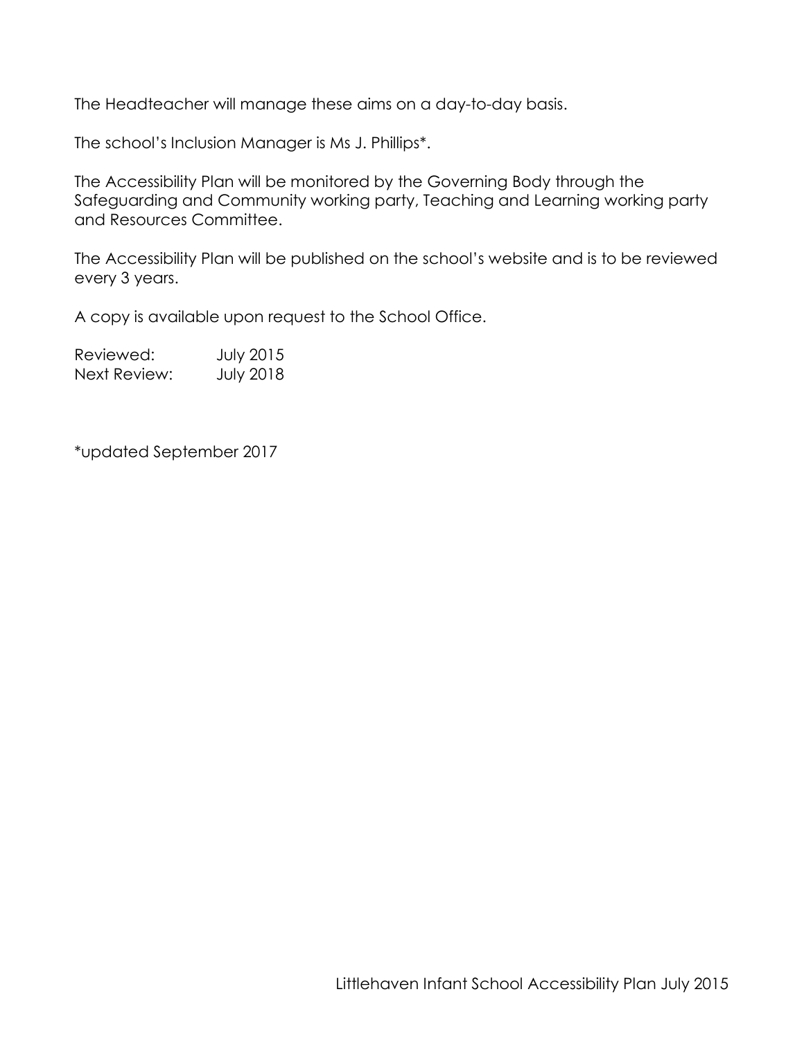The Headteacher will manage these aims on a day-to-day basis.

The school's Inclusion Manager is Ms J. Phillips*.

The Accessibility Plan will be monitored by the Governing Body through the Safeguarding and Community working party, Teaching and Learning working party and Resources Committee.

The Accessibility Plan will be published on the school's website and is to be reviewed every 3 years.

A copy is available upon request to the School Office.

Reviewed: July 2015
Next Review: July 2018

*updated September 2017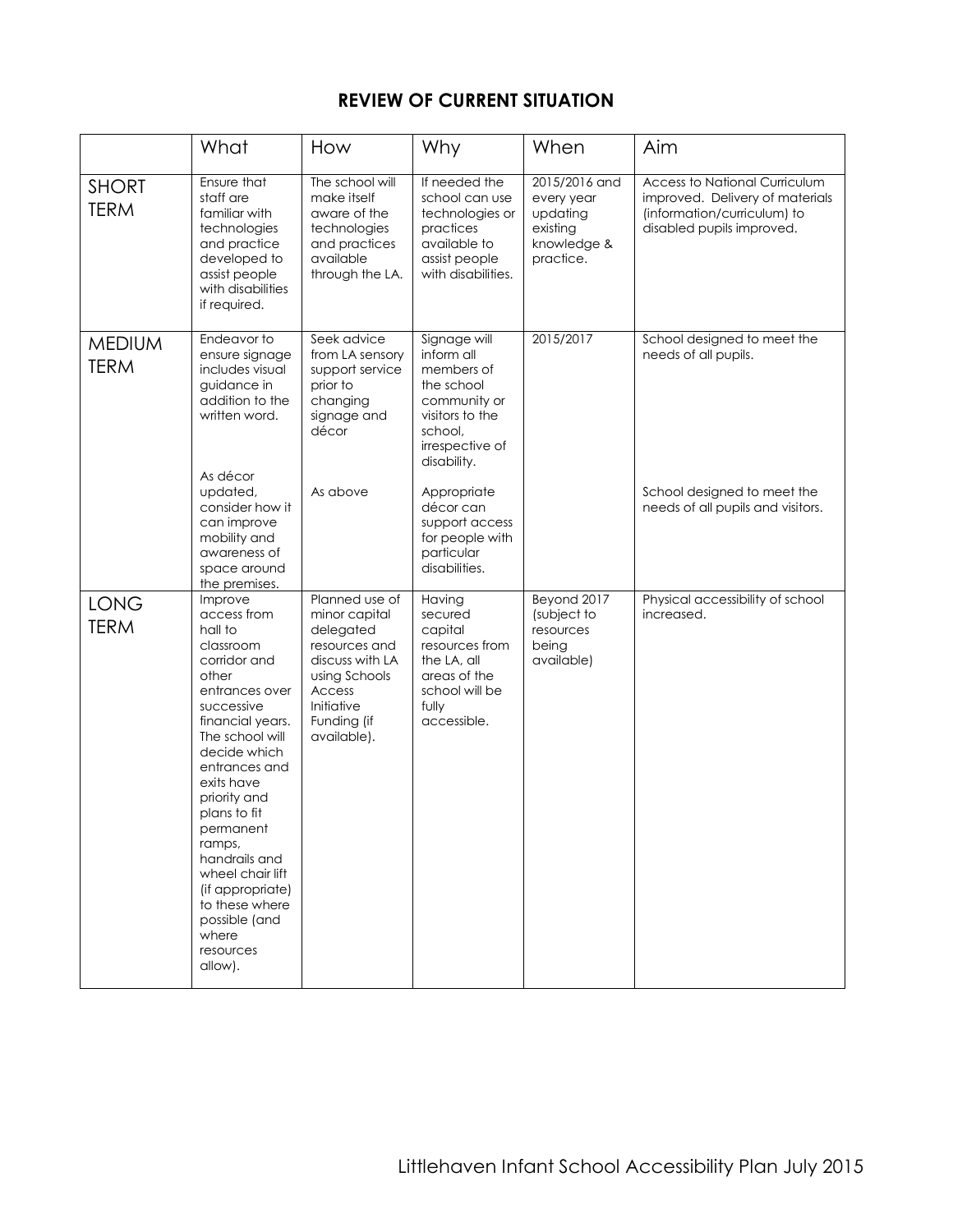## REVIEW OF CURRENT SITUATION

| | What | How | Why | When | Aim |
|---|---|---|---|---|---|
| SHORT TERM | Ensure that staff are familiar with technologies and practice developed to assist people with disabilities if required. | The school will make itself aware of the technologies and practices available through the LA. | If needed the school can use technologies or practices available to assist people with disabilities. | 2015/2016 and every year updating existing knowledge & practice. | Access to National Curriculum improved. Delivery of materials (information/curriculum) to disabled pupils improved. |
| MEDIUM TERM | Endeavor to ensure signage includes visual guidance in addition to the written word. | Seek advice from LA sensory support service prior to changing signage and décor | Signage will inform all members of the school community or visitors to the school, irrespective of disability. | 2015/2017 | School designed to meet the needs of all pupils. |
| | As décor updated, consider how it can improve mobility and awareness of space around the premises. | As above | Appropriate décor can support access for people with particular disabilities. | | School designed to meet the needs of all pupils and visitors. |
| LONG TERM | Improve access from hall to classroom corridor and other entrances over successive financial years. The school will decide which entrances and exits have priority and plans to fit permanent ramps, handrails and wheel chair lift (if appropriate) to these where possible (and where resources allow). | Planned use of minor capital delegated resources and discuss with LA using Schools Access Initiative Funding (if available). | Having secured capital resources from the LA, all areas of the school will be fully accessible. | Beyond 2017 (subject to resources being available) | Physical accessibility of school increased. |

Littlehaven Infant School Accessibility Plan July 2015